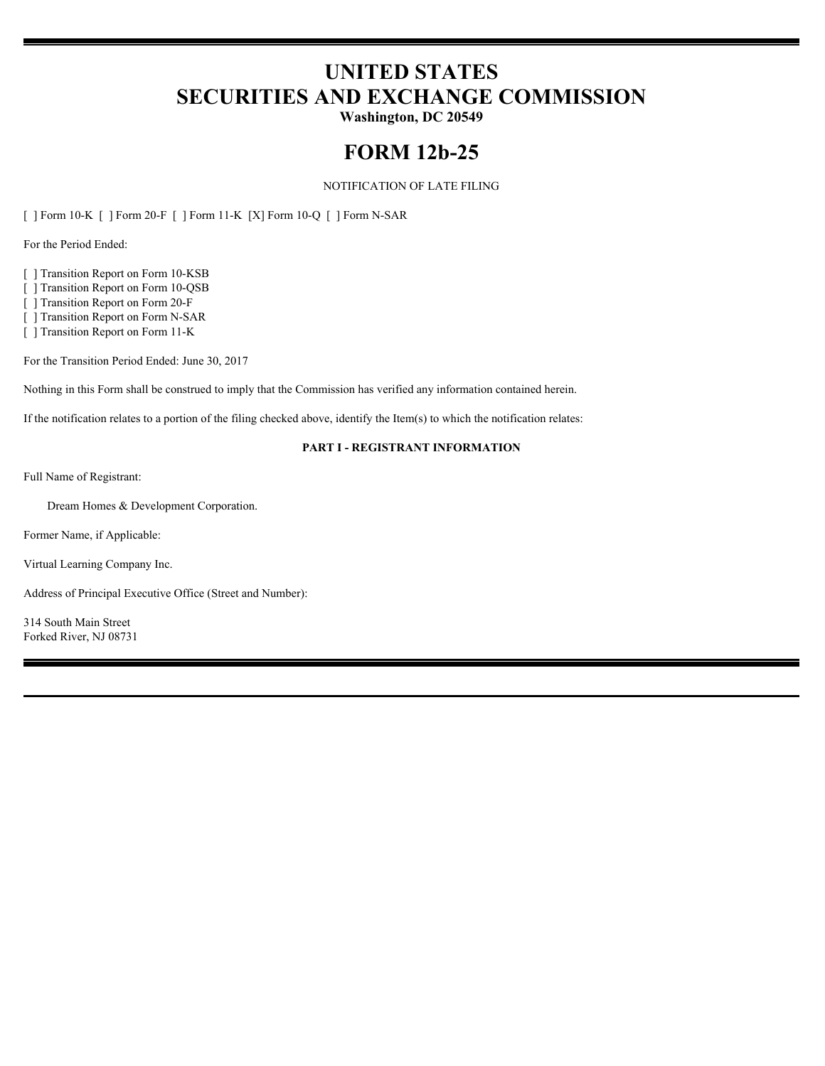# UNITED STATES
# SECURITIES AND EXCHANGE COMMISSION

**Washington, DC 20549**

# FORM 12b-25

NOTIFICATION OF LATE FILING

[ ] Form 10-K [ ] Form 20-F [ ] Form 11-K [X] Form 10-Q [ ] Form N-SAR

For the Period Ended:

[ ] Transition Report on Form 10-KSB
[ ] Transition Report on Form 10-QSB
[ ] Transition Report on Form 20-F
[ ] Transition Report on Form N-SAR
[ ] Transition Report on Form 11-K

For the Transition Period Ended: June 30, 2017

Nothing in this Form shall be construed to imply that the Commission has verified any information contained herein.

If the notification relates to a portion of the filing checked above, identify the Item(s) to which the notification relates:

**PART I - REGISTRANT INFORMATION**

Full Name of Registrant:

Dream Homes & Development Corporation.

Former Name, if Applicable:

Virtual Learning Company Inc.

Address of Principal Executive Office (Street and Number):

314 South Main Street
Forked River, NJ 08731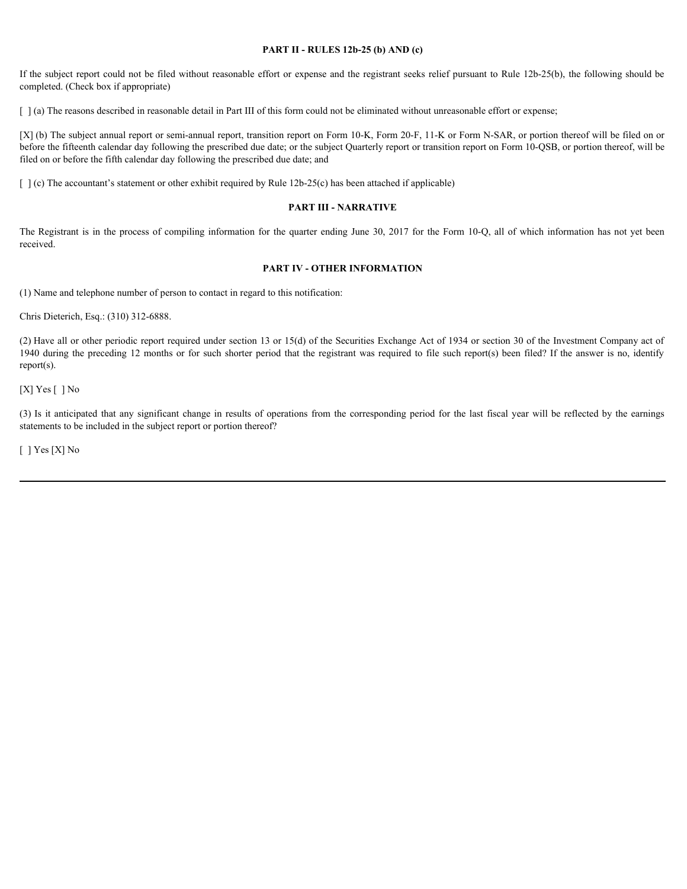## PART II - RULES 12b-25 (b) AND (c)

If the subject report could not be filed without reasonable effort or expense and the registrant seeks relief pursuant to Rule 12b-25(b), the following should be completed. (Check box if appropriate)

[ ] (a) The reasons described in reasonable detail in Part III of this form could not be eliminated without unreasonable effort or expense;

[X] (b) The subject annual report or semi-annual report, transition report on Form 10-K, Form 20-F, 11-K or Form N-SAR, or portion thereof will be filed on or before the fifteenth calendar day following the prescribed due date; or the subject Quarterly report or transition report on Form 10-QSB, or portion thereof, will be filed on or before the fifth calendar day following the prescribed due date; and

[ ] (c) The accountant's statement or other exhibit required by Rule 12b-25(c) has been attached if applicable)

## PART III - NARRATIVE

The Registrant is in the process of compiling information for the quarter ending June 30, 2017 for the Form 10-Q, all of which information has not yet been received.

## PART IV - OTHER INFORMATION

(1) Name and telephone number of person to contact in regard to this notification:

Chris Dieterich, Esq.: (310) 312-6888.

(2) Have all or other periodic report required under section 13 or 15(d) of the Securities Exchange Act of 1934 or section 30 of the Investment Company act of 1940 during the preceding 12 months or for such shorter period that the registrant was required to file such report(s) been filed? If the answer is no, identify report(s).

[X] Yes [ ] No

(3) Is it anticipated that any significant change in results of operations from the corresponding period for the last fiscal year will be reflected by the earnings statements to be included in the subject report or portion thereof?

[ ] Yes [X] No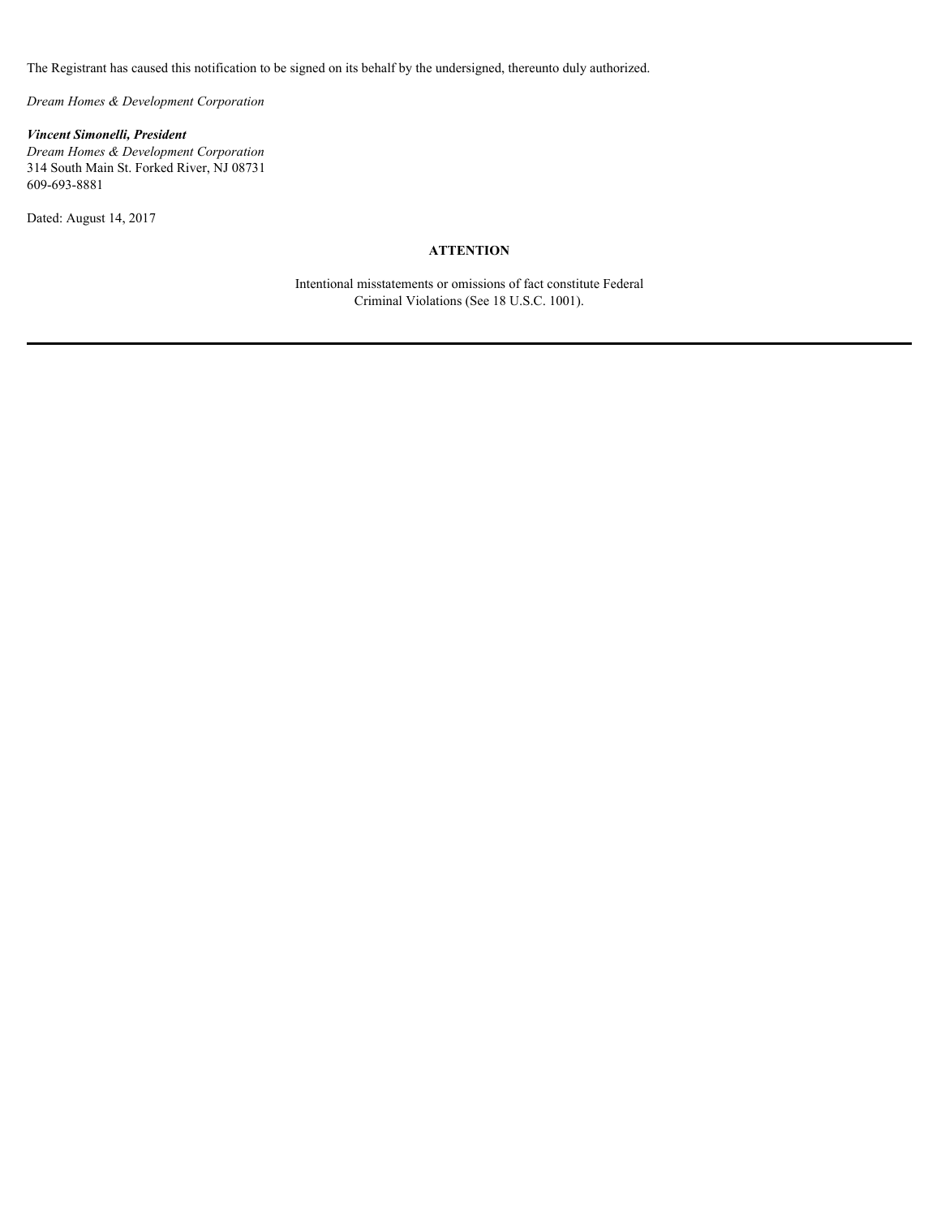The Registrant has caused this notification to be signed on its behalf by the undersigned, thereunto duly authorized.

*Dream Homes & Development Corporation*

***Vincent Simonelli, President***
*Dream Homes & Development Corporation*
314 South Main St. Forked River, NJ 08731
609-693-8881

Dated: August 14, 2017

**ATTENTION**

Intentional misstatements or omissions of fact constitute Federal Criminal Violations (See 18 U.S.C. 1001).